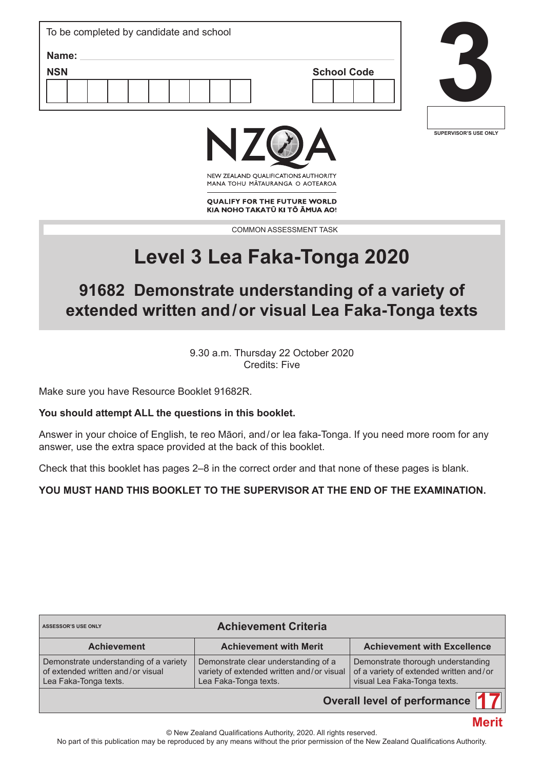To be completed by candidate and school

**Name:**

**NSN**

**School Code**

# 3

SUPERVISOR'S USE ONLY

NZQA

NEW ZEALAND QUALIFICATIONS AUTHORITY
MANA TOHU MĀTAURANGA O AOTEAROA

**QUALIFY FOR THE FUTURE WORLD**
**KIA NOHO TAKATŪ KI TŌ ĀMUA AO!**

COMMON ASSESSMENT TASK

# Level 3 Lea Faka-Tonga 2020

## 91682 Demonstrate understanding of a variety of extended written and/or visual Lea Faka-Tonga texts

9.30 a.m. Thursday 22 October 2020
Credits: Five

Make sure you have Resource Booklet 91682R.

**You should attempt ALL the questions in this booklet.**

Answer in your choice of English, te reo Māori, and/or lea faka-Tonga. If you need more room for any answer, use the extra space provided at the back of this booklet.

Check that this booklet has pages 2–8 in the correct order and that none of these pages is blank.

**YOU MUST HAND THIS BOOKLET TO THE SUPERVISOR AT THE END OF THE EXAMINATION.**

ASSESSOR'S USE ONLY

| Achievement Criteria | | |
|---|---|---|
| **Achievement** | **Achievement with Merit** | **Achievement with Excellence** |
| Demonstrate understanding of a variety of extended written and/or visual Lea Faka-Tonga texts. | Demonstrate clear understanding of a variety of extended written and/or visual Lea Faka-Tonga texts. | Demonstrate thorough understanding of a variety of extended written and/or visual Lea Faka-Tonga texts. |

**Overall level of performance** 17

Merit

© New Zealand Qualifications Authority, 2020. All rights reserved.
No part of this publication may be reproduced by any means without the prior permission of the New Zealand Qualifications Authority.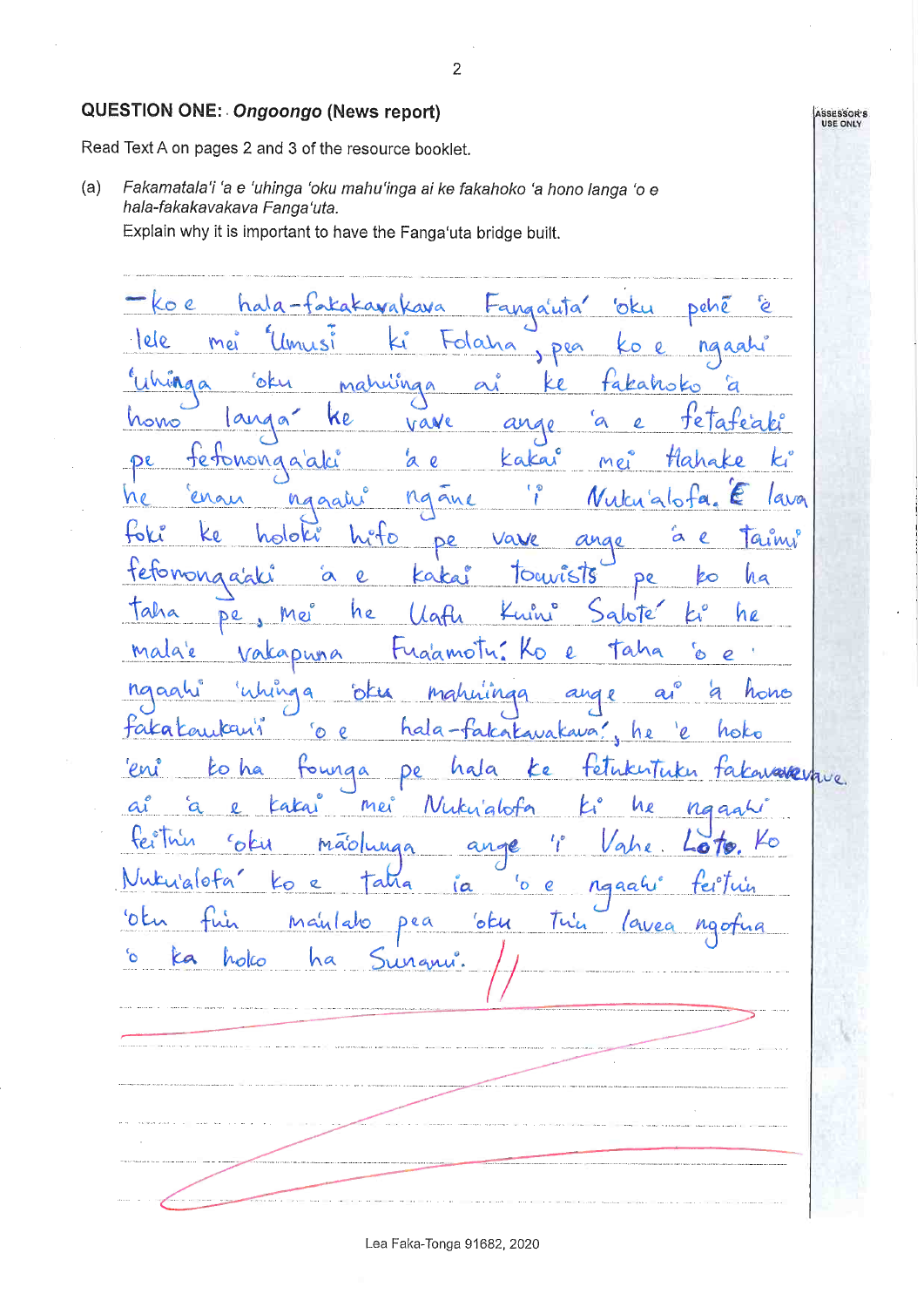## QUESTION ONE: *Ongoongo* (News report)

Read Text A on pages 2 and 3 of the resource booklet.

(a) *Fakamatala'i 'a e 'uhinga 'oku mahu'inga ai ke fakahoko 'a hono langa 'o e hala-fakakavakava Fanga'uta.*
Explain why it is important to have the Fanga'uta bridge built.

-Ko e hala-fakakavakava Fanga'uta' 'oku pehē 'e lele mei 'Umusi ki Folaha, pea ko e ngaahi 'uhinga 'oku mahu'inga ai ke fakahoko 'a hono langa' ke vave ange 'a e fetafe'aki pe fefononga'aki 'a e kakai mei Hahake ki he 'enau ngaahi ngāue 'i Nuku'alofa. 'E lava foki ke holoki hifo pe vave ange 'a e taimi fefononga'aki 'a e kakai Tourists pe ko ha taha pe, mei he Uafu Kuini Salote' ki he mala'e vakapuna Fua'amotu. Ko e taha 'o e ngaahi 'uhinga 'oku mahu'inga ange ai 'a hono fakakaukau'i 'o e hala-fakakavakava', he 'e hoko 'eni ko ha founga pe hala ke fetuku fakavavevave ai 'a e kakai mei Nuku'alofa ki he ngaahi fei'tu'u 'oku mā'olunga ange 'i Vaha Loto. Ko Nuku'alofa' ko e taha ia 'o e ngaahi feitu'u 'oku fu'u mā'ulalo pea 'oku tu'u lavea ngofua 'o ka hoko ha Sunami.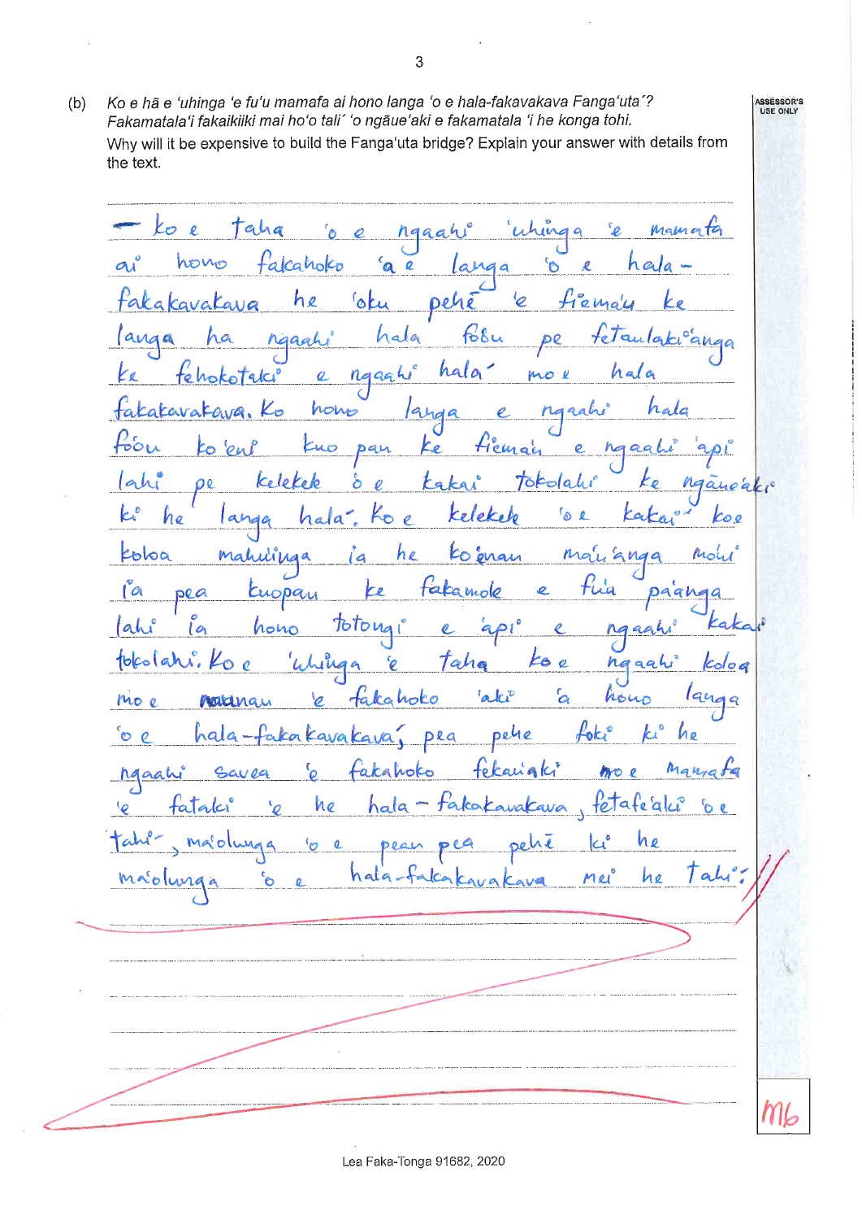(b) *Ko e hā e ʻuhinga ʻe fuʻu mamafa ai hono langa ʻo e hala-fakavakava Fangaʻuta´? Fakamatalaʻi fakaikiiki mai hoʻo tali´ ʻo ngāueʻaki e fakamatala ʻi he konga tohi.*

Why will it be expensive to build the Fangaʻuta bridge? Explain your answer with details from the text.

Ko e taha ʻo e ngaahi ʻuhinga ʻe mamafa ai hono fakahoko ʻa e langa ʻo e hala-fakakavakava he ʻoku pehē ʻe fiemaʻu ke langa ha ngaahi hala foʻou pe fetaulakiʻanga ke fehokotaki e ngaahi hala´ mo e hala fakakavakava. Ko hono langa e ngaahi hala foʻou ko ʻeni kuo pau ke fiemaʻu e ngaahi ʻapi lahi pe kelekele ʻo e kakai tokolahi ke ngāueʻaki ki he langa hala´. Ko e kelekele ʻo e kakai´ koe koloa mahuʻinga ia he ko ʻenau maʻuʻanga moʻui ia pea kuopau ke fakamole e fuʻu paʻanga lahi ia hono totongi e ʻapi e ngaahi kakai tokolahi. Ko e ʻuhinga ʻe taha ko e ngaahi koloa mo e naunau ʻe fakahoko ʻaki ʻa hono langa ʻo e hala-fakakavakava; pea pehe foki ki he ngaahi savea ʻe fakahoko fekauʻaki mo e mamafa ʻe fataki ʻe he hala-fakakavakava, fetafeʻaki ʻo e tahi, maʻolunga ʻo e peau pea pehē ki he maʻolunga ʻo e hala-fakakavakava mei he tahi.

M6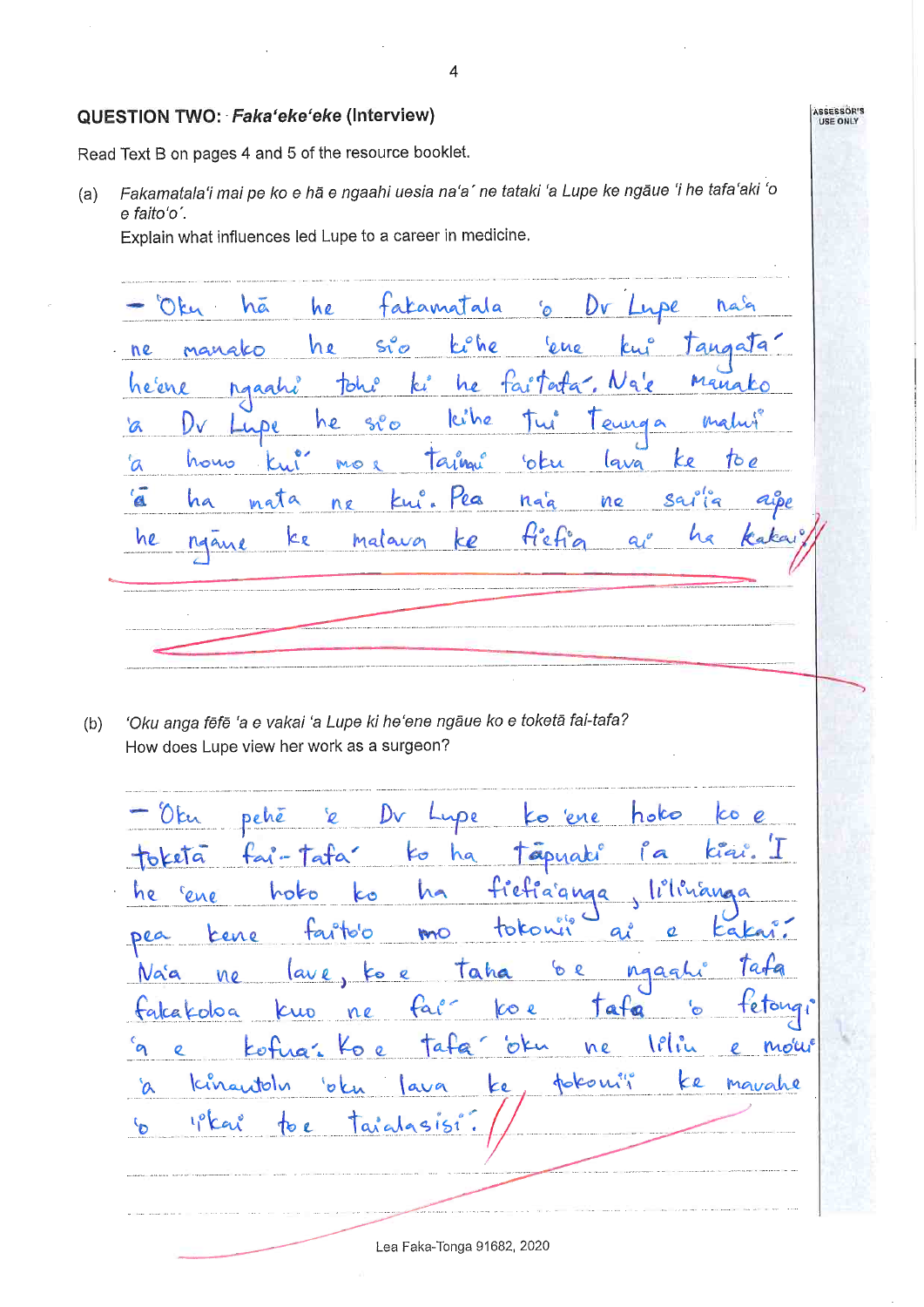## QUESTION TWO: *Faka'eke'eke* (Interview)

Read Text B on pages 4 and 5 of the resource booklet.

(a) *Fakamatala'i mai pe ko e hā e ngaahi uesia na'a' ne tataki 'a Lupe ke ngāue 'i he tafa'aki 'o e faito'o'.*

Explain what influences led Lupe to a career in medicine.

- 'Oku hā he fakamatala 'o Dr Lupe na'a ne manako he sio kihe 'ene kui tangata' he'ene ngaahi tohi' ki he faitafa'. Na'e manako 'a Dr Lupe he sio kihe Tui Teunga malu'i 'a hono kui' mo e taimi 'oku lava ke toe 'ā ha mata ne kui. Pea na'a ne sai'ia aipe he ngāue ke malava ke fiefia ai' ha kakai.

(b) *'Oku anga fēfē 'a e vakai 'a Lupe ki he'ene ngāue ko e toketā fai-tafa?*

How does Lupe view her work as a surgeon?

- 'Oku pehē 'e Dr Lupe ko 'ene hoko ko e toketā fai-tafa' ko ha tāpuaki 'ia kiai. 'I he 'ene hoko ko ha fiefia'anga, lilianga pea tene faito'o mo tokoni'i ai e kakai. Na'a ne lave, ko e taha 'o e ngaahi tafa fakakoloa kuo ne fai' ko e tafa 'o fetongi 'a e kofua'. Ko e tafa' 'oku ne lelei e mo'ui 'a kinautolu 'oku lava ke tokoni'i ke mavahe 'o 'i'kai toe ta'ahasisi'.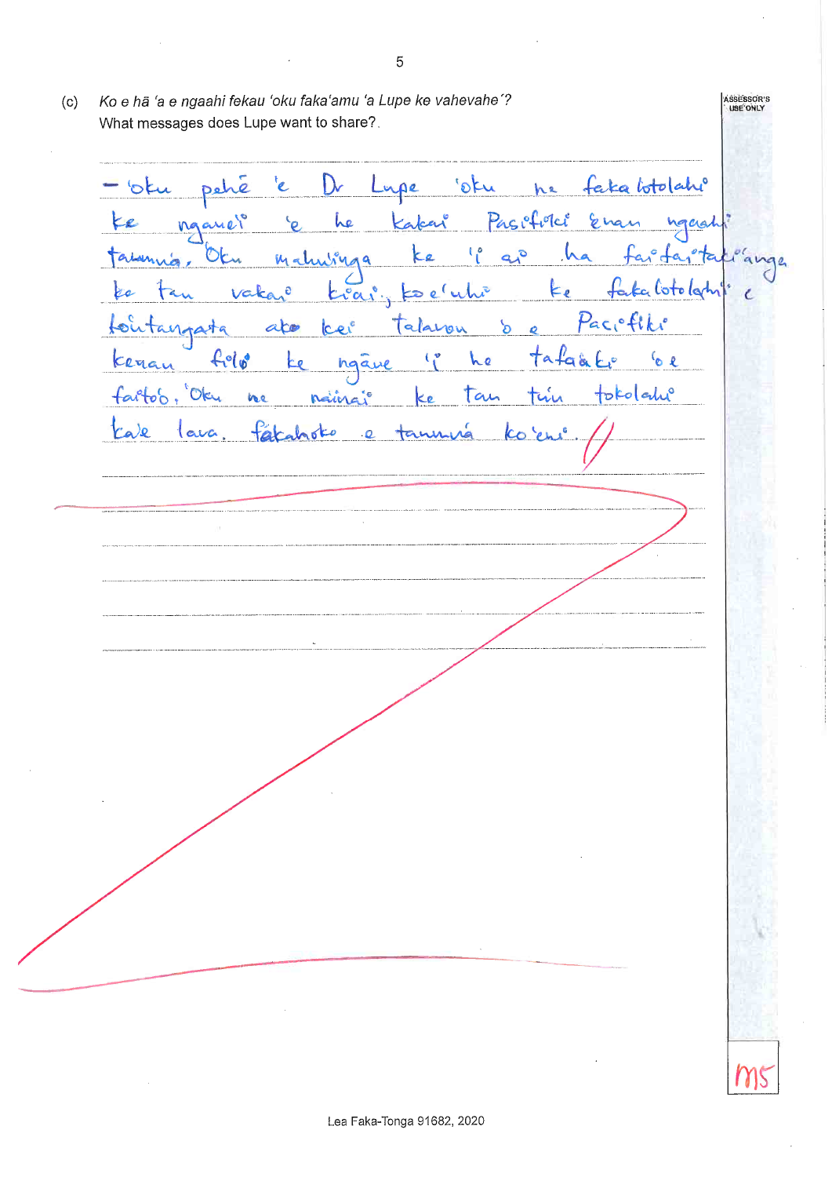(c) *Ko e hā ʻa e ngaahi fekau ʻoku fakaʻamu ʻa Lupe ke vahevahe´?*
What messages does Lupe want to share?

- ʻoku pehē ʻe Dr Lupe ʻoku ne fakalotolahiʻ ke ngaueʻ ʻe he kakaiʻ Pasifikiʻ ʻenau ngaahiʻ taumuʻa. ʻOku mahuʻinga ke ʻi ai ha faifaiʻtakiʻanga ke tau vakaiʻ kiai, koeʻuhiʻ ke fakalotolahiʻ e kouʻtangata ako keiʻ talavou ʻo e Pacifikiʻ kenau foloʻ ke ngāue ʻi he tafaʻaki ʻo e faitoʻo. ʻOku ne naināiʻ ke tau tuʻu tokolahiʻ kaʻe lava. fakahoko e taumuʻa koʻeniʻ.

ms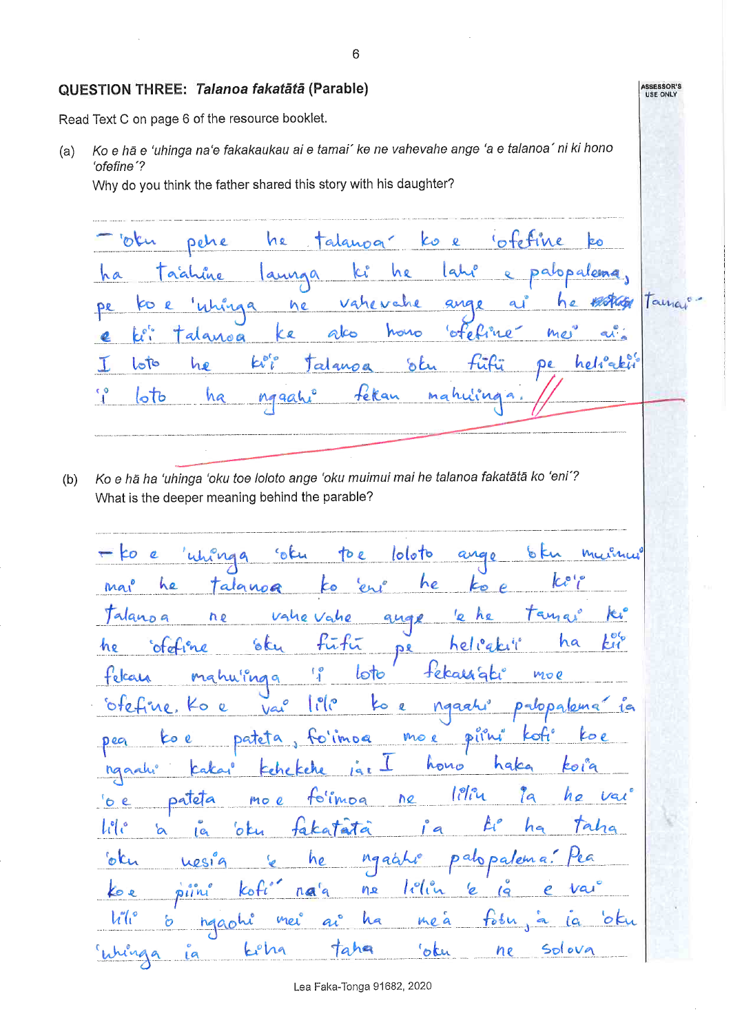## QUESTION THREE: *Talanoa fakatātā* (Parable)

Read Text C on page 6 of the resource booklet.

(a) *Ko e hā e ʻuhinga naʻe fakakaukau ai e tamaiʻ ke ne vahevahe ange ʻa e talanoaʻ ni ki hono ʻofefineʻ?*
Why do you think the father shared this story with his daughter?

– ʻoku pehē he talanoaʻ ko e ʻofefine ko ha taʻahine launga ki he lahi e palopalema, pe ko e ʻuhinga ne vahevahe ange ai he tamaiʻ e kiʻi talanoa ke ako hono ʻofefineʻ meʻ ai. I loto he kiʻi talanoa ʻoku fūfū pe heliʻaki ʻi loto ha ngaahi fekau mahuʻinga.

(b) *Ko e hā ha ʻuhinga ʻoku toe loloto ange ʻoku muimui mai he talanoa fakatātā ko ʻeni?*
What is the deeper meaning behind the parable?

– ko e ʻuhinga ʻoku toe loloto ange ʻoku muimui mai he talanoa ko ʻeni he ko e kiʻi talanoa ne vahe vahe ange ʻe he tamai ki he ʻofefine ʻoku fūfū pe heliʻaki ha kiʻi fekau mahuʻinga ʻi loto fekauʻaki moe ʻofefine. Ko e vai lili ko e ngaahi palopalemaʻ ia pea ko e pateta, foʻimoa mo e piini kofi ko e ngaahi kakai kehekehe ia. I hono haka koia ʻo e pateta mo e foʻimoa ne liliu ia he vai lili ʻa ia ʻoku fakatātā ʻi ha kiʻi ha taha ʻoku uesiaʻ e he ngaahi palopalemaʻ. Pea ko e piini kofiʻ naʻa ne liliu ʻe ia e vai lili ʻo ngaohi meʻ ai ha meʻa foʻou, ʻa ia ʻoku ʻuhinga ia ki ha taha ʻoku ne solova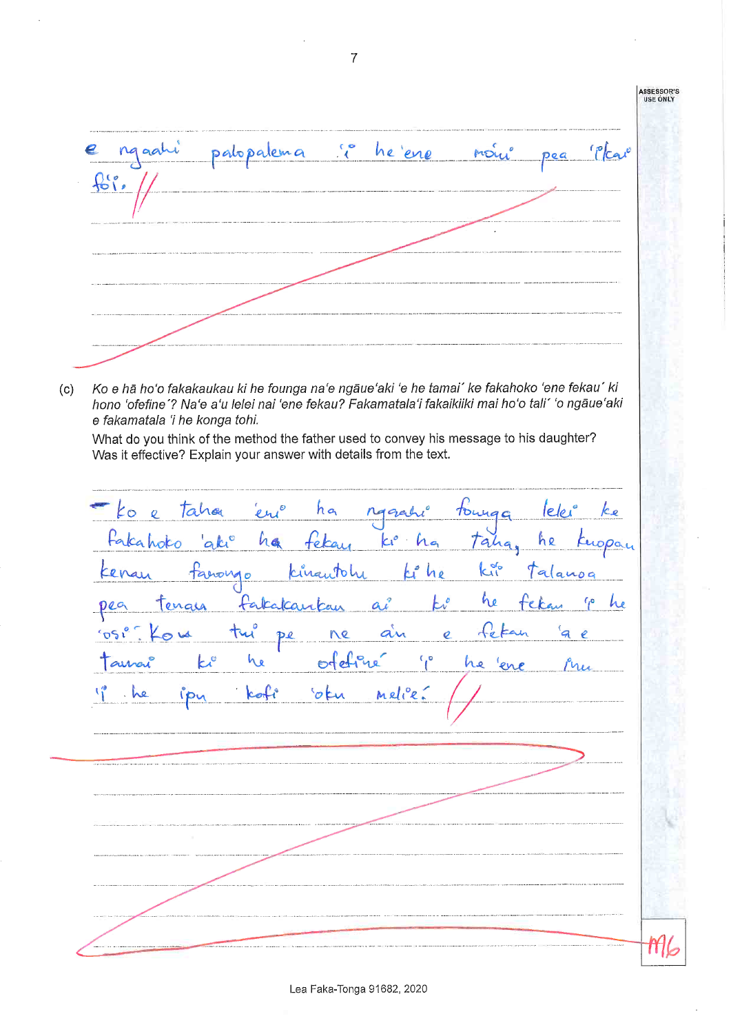ASSESSOR'S USE ONLY

e ngaahi palopalema 'i he 'ene moui pea 'ikai foi.

(c) *Ko e hā ho'o fakakaukau ki he founga na'e ngāue'aki 'e he tamai´ ke fakahoko 'ene fekau´ ki hono 'ofefine´? Na'e a'u lelei nai 'ene fekau? Fakamatala'i fakaikiiki mai ho'o tali´ 'o ngāue'aki e fakamatala 'i he konga tohi.*

*What do you think of the method the father used to convey his message to his daughter? Was it effective? Explain your answer with details from the text.*

- Ko e taha 'eni ha ngaahi founga lelei ke fakahoko 'aki ha fekau ki ha taha, he kuopau kenau fanongo kinautolu ki he kii talanoa pea tenau fakakaukau ai ki he fekau 'i he 'osi'. Kou tui pe ne au e fekau 'a e tamai ki he ofefine' 'i he 'ene inu 'i he ipu kofi 'oku melie.

M6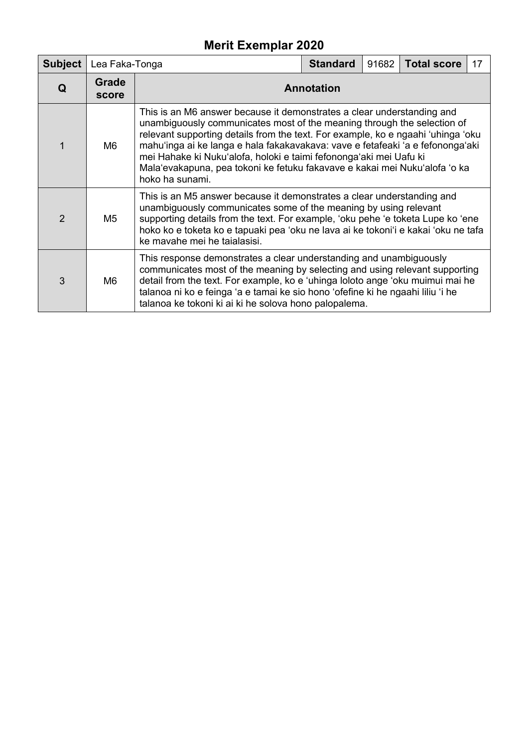# Merit Exemplar 2020

| Subject | Lea Faka-Tonga | Standard | 91682 | Total score | 17 |
|---|---|---|---|---|---|
| **Q** | **Grade score** | **Annotation** | | | |
| 1 | M6 | This is an M6 answer because it demonstrates a clear understanding and unambiguously communicates most of the meaning through the selection of relevant supporting details from the text. For example, ko e ngaahi ʻuhinga ʻoku mahuʻinga ai ke langa e hala fakakavakava: vave e fetafeaki ʻa e fefonongaʻaki mei Hahake ki Nukuʻalofa, holoki e taimi fefonongaʻaki mei Uafu ki Malaʻevakapuna, pea tokoni ke fetuku fakavave e kakai mei Nukuʻalofa ʻo ka hoko ha sunami. | | | |
| 2 | M5 | This is an M5 answer because it demonstrates a clear understanding and unambiguously communicates some of the meaning by using relevant supporting details from the text. For example, ʻoku pehe ʻe toketa Lupe ko ʻene hoko ko e toketa ko e tapuaki pea ʻoku ne lava ai ke tokoniʻi e kakai ʻoku ne tafa ke mavahe mei he taialasisi. | | | |
| 3 | M6 | This response demonstrates a clear understanding and unambiguously communicates most of the meaning by selecting and using relevant supporting detail from the text. For example, ko e ʻuhinga loloto ange ʻoku muimui mai he talanoa ni ko e feinga ʻa e tamai ke sio hono ʻofefine ki he ngaahi liliu ʻi he talanoa ke tokoni ki ai ki he solova hono palopalema. | | | |